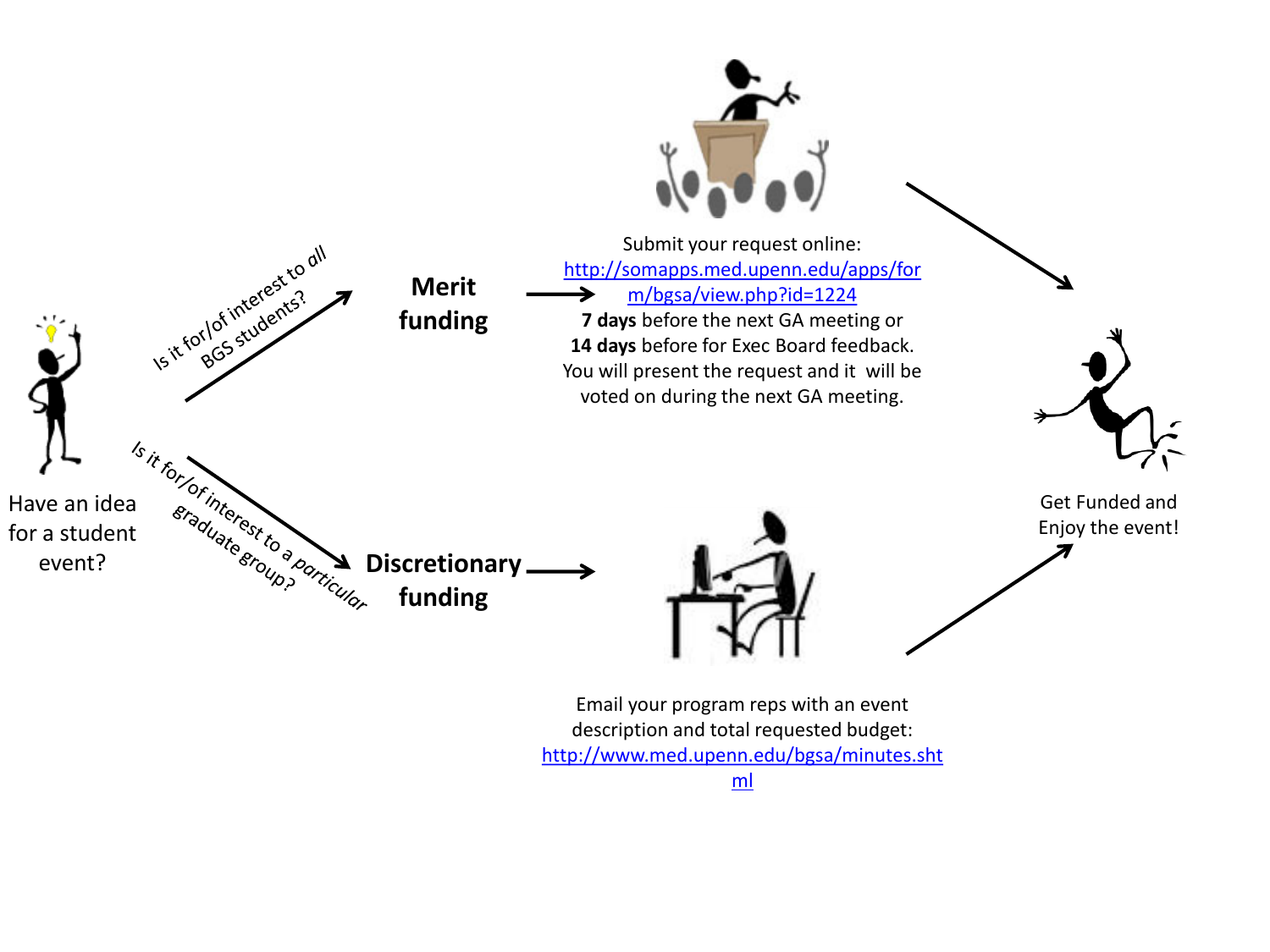Have an idea for a student event?

*Is it for/of interest to all BGS students?*

**Merit funding**

Submit your request online: [http://somapps.med.upenn.edu/apps/form/bgsa/view.php?id=1224](http://somapps.med.upenn.edu/apps/form/bgsa/view.php?id=1224)
**7 days** before the next GA meeting or
**14 days** before for Exec Board feedback.
You will present the request and it will be voted on during the next GA meeting.

*Is it for/of interest to a particular graduate group?*

**Discretionary funding**

Email your program reps with an event description and total requested budget: [http://www.med.upenn.edu/bgsa/minutes.shtml](http://www.med.upenn.edu/bgsa/minutes.shtml)

Get Funded and Enjoy the event!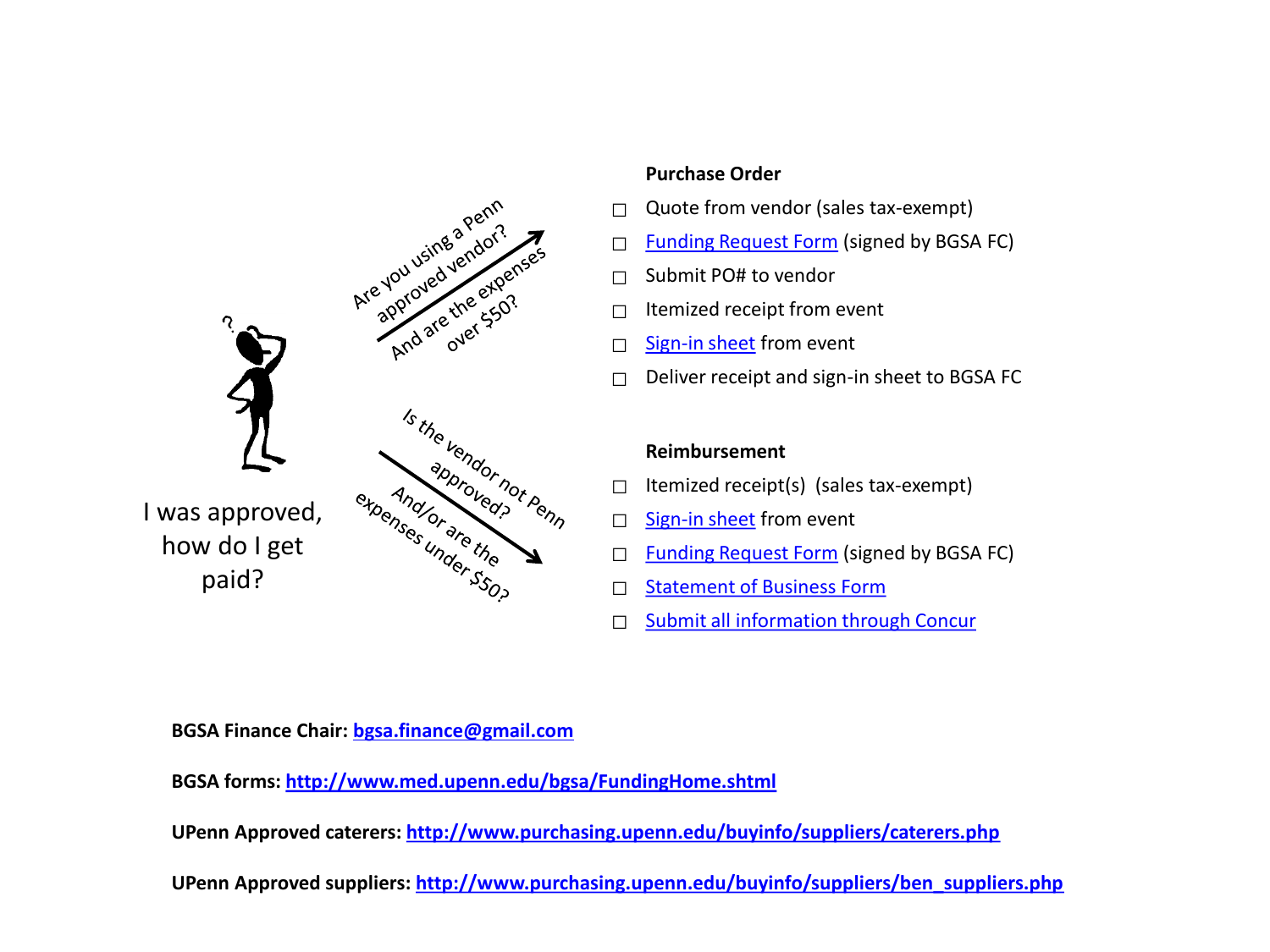I was approved, how do I get paid?

Are you using a Penn approved vendor? And are the expenses over $50?

### Purchase Order

- ☐ Quote from vendor (sales tax-exempt)
- ☐ Funding Request Form (signed by BGSA FC)
- ☐ Submit PO# to vendor
- ☐ Itemized receipt from event
- ☐ Sign-in sheet from event
- ☐ Deliver receipt and sign-in sheet to BGSA FC

Is the vendor not Penn approved? And/or are the expenses under $50?

### Reimbursement

- ☐ Itemized receipt(s) (sales tax-exempt)
- ☐ Sign-in sheet from event
- ☐ Funding Request Form (signed by BGSA FC)
- ☐ Statement of Business Form
- ☐ Submit all information through Concur

**BGSA Finance Chair: bgsa.finance@gmail.com**

**BGSA forms: http://www.med.upenn.edu/bgsa/FundingHome.shtml**

**UPenn Approved caterers: http://www.purchasing.upenn.edu/buyinfo/suppliers/caterers.php**

**UPenn Approved suppliers: http://www.purchasing.upenn.edu/buyinfo/suppliers/ben_suppliers.php**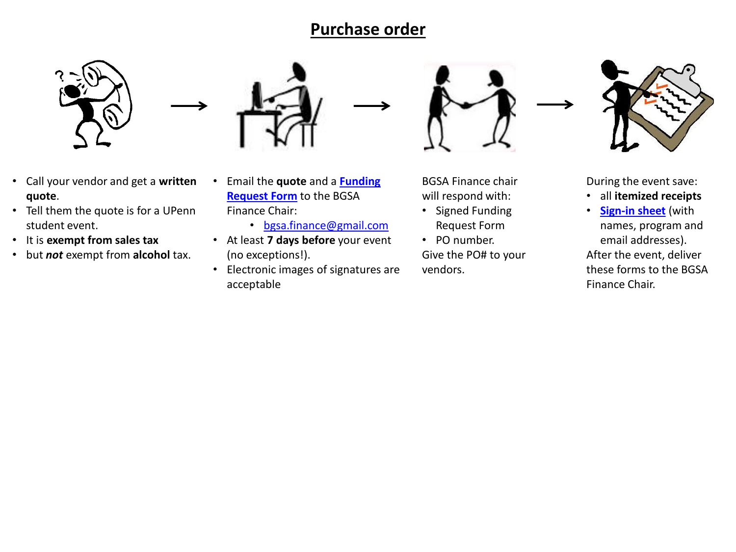# Purchase order

- Call your vendor and get a **written quote**.
- Tell them the quote is for a UPenn student event.
- It is **exempt from sales tax**
- but ***not*** exempt from **alcohol** tax.

→

- Email the **quote** and a **Funding Request Form** to the BGSA Finance Chair:
    - bgsa.finance@gmail.com
- At least **7 days before** your event (no exceptions!).
- Electronic images of signatures are acceptable

→

BGSA Finance chair will respond with:

- Signed Funding Request Form
- PO number.

Give the PO# to your vendors.

→

During the event save:

- all **itemized receipts**
- **Sign-in sheet** (with names, program and email addresses).

After the event, deliver these forms to the BGSA Finance Chair.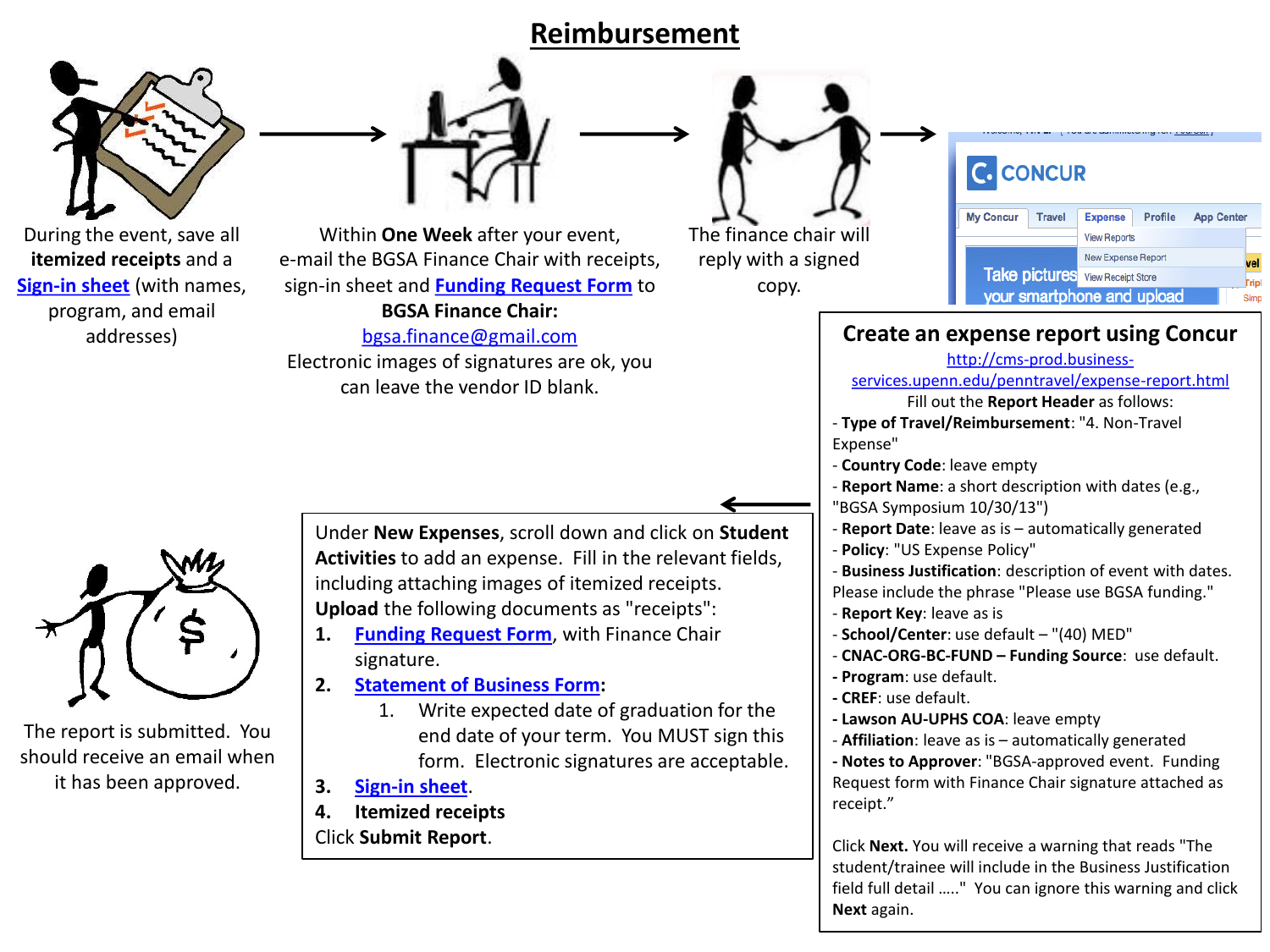# Reimbursement

During the event, save all **itemized receipts** and a **[Sign-in sheet]** (with names, program, and email addresses)

Within **One Week** after your event, e-mail the BGSA Finance Chair with receipts, sign-in sheet and **[Funding Request Form]** to **BGSA Finance Chair:** bgsa.finance@gmail.com
Electronic images of signatures are ok, you can leave the vendor ID blank.

The finance chair will reply with a signed copy.

## Create an expense report using Concur

http://cms-prod.business-services.upenn.edu/penntravel/expense-report.html

Fill out the **Report Header** as follows:

- **Type of Travel/Reimbursement**: "4. Non-Travel Expense"
- **Country Code**: leave empty
- **Report Name**: a short description with dates (e.g., "BGSA Symposium 10/30/13")
- **Report Date**: leave as is – automatically generated
- **Policy**: "US Expense Policy"
- **Business Justification**: description of event with dates. Please include the phrase "Please use BGSA funding."
- **Report Key**: leave as is
- **School/Center**: use default – "(40) MED"
- **CNAC-ORG-BC-FUND – Funding Source**: use default.
- **Program**: use default.
- **CREF**: use default.
- **Lawson AU-UPHS COA**: leave empty
- **Affiliation**: leave as is – automatically generated
- **Notes to Approver**: "BGSA-approved event. Funding Request form with Finance Chair signature attached as receipt."

Click **Next.** You will receive a warning that reads "The student/trainee will include in the Business Justification field full detail ….." You can ignore this warning and click **Next** again.

Under **New Expenses**, scroll down and click on **Student Activities** to add an expense. Fill in the relevant fields, including attaching images of itemized receipts.
**Upload** the following documents as "receipts":

1. **[Funding Request Form]**, with Finance Chair signature.
2. **[Statement of Business Form]:**
   1. Write expected date of graduation for the end date of your term. You MUST sign this form. Electronic signatures are acceptable.
3. **[Sign-in sheet]**.
4. **Itemized receipts**

Click **Submit Report**.

The report is submitted. You should receive an email when it has been approved.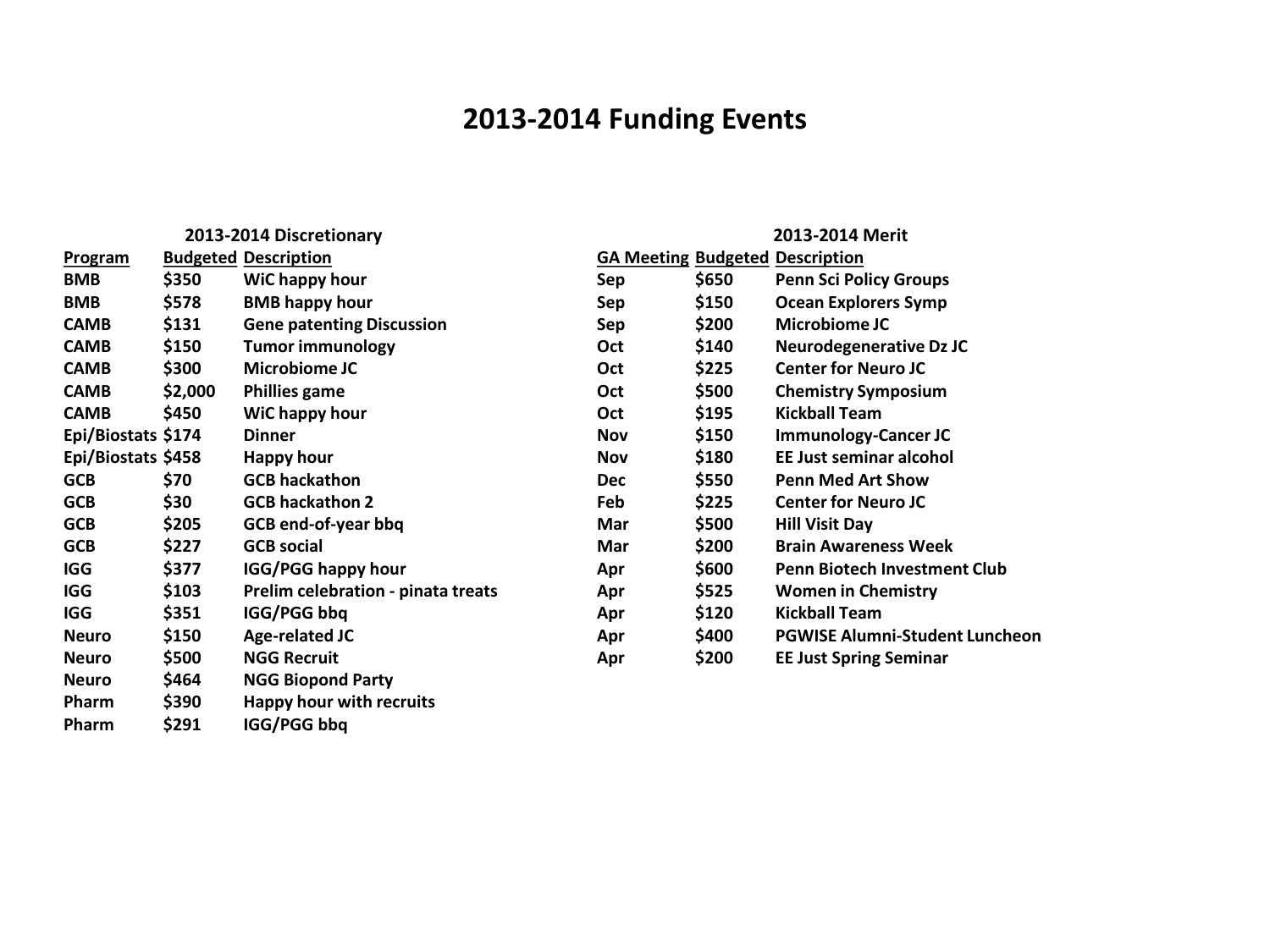# 2013-2014 Funding Events

### 2013-2014 Discretionary

| Program | Budgeted | Description |
|---|---|---|
| BMB | $350 | WiC happy hour |
| BMB | $578 | BMB happy hour |
| CAMB | $131 | Gene patenting Discussion |
| CAMB | $150 | Tumor immunology |
| CAMB | $300 | Microbiome JC |
| CAMB | $2,000 | Phillies game |
| CAMB | $450 | WiC happy hour |
| Epi/Biostats | $174 | Dinner |
| Epi/Biostats | $458 | Happy hour |
| GCB | $70 | GCB hackathon |
| GCB | $30 | GCB hackathon 2 |
| GCB | $205 | GCB end-of-year bbq |
| GCB | $227 | GCB social |
| IGG | $377 | IGG/PGG happy hour |
| IGG | $103 | Prelim celebration - pinata treats |
| IGG | $351 | IGG/PGG bbq |
| Neuro | $150 | Age-related JC |
| Neuro | $500 | NGG Recruit |
| Neuro | $464 | NGG Biopond Party |
| Pharm | $390 | Happy hour with recruits |
| Pharm | $291 | IGG/PGG bbq |

### 2013-2014 Merit

| GA Meeting | Budgeted | Description |
|---|---|---|
| Sep | $650 | Penn Sci Policy Groups |
| Sep | $150 | Ocean Explorers Symp |
| Sep | $200 | Microbiome JC |
| Oct | $140 | Neurodegenerative Dz JC |
| Oct | $225 | Center for Neuro JC |
| Oct | $500 | Chemistry Symposium |
| Oct | $195 | Kickball Team |
| Nov | $150 | Immunology-Cancer JC |
| Nov | $180 | EE Just seminar alcohol |
| Dec | $550 | Penn Med Art Show |
| Feb | $225 | Center for Neuro JC |
| Mar | $500 | Hill Visit Day |
| Mar | $200 | Brain Awareness Week |
| Apr | $600 | Penn Biotech Investment Club |
| Apr | $525 | Women in Chemistry |
| Apr | $120 | Kickball Team |
| Apr | $400 | PGWISE Alumni-Student Luncheon |
| Apr | $200 | EE Just Spring Seminar |